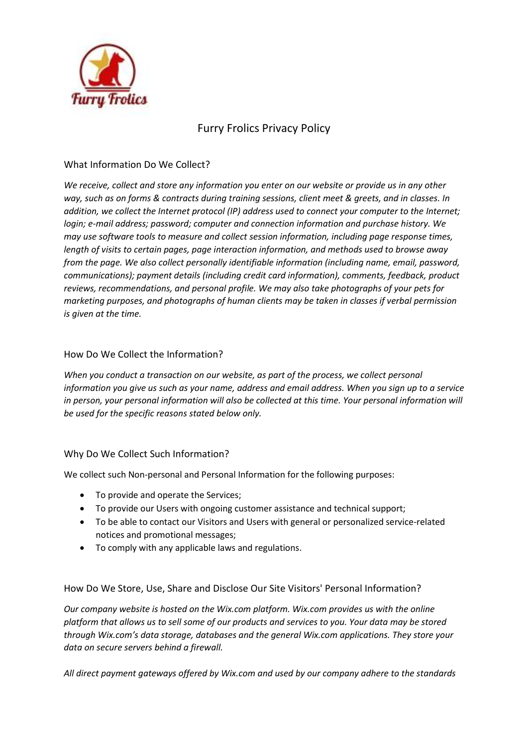# Furry Frolics Privacy Policy

## What Information Do We Collect?

*We receive, collect and store any information you enter on our website or provide us in any other way, such as on forms & contracts during training sessions, client meet & greets, and in classes. In addition, we collect the Internet protocol (IP) address used to connect your computer to the Internet; login; e-mail address; password; computer and connection information and purchase history. We may use software tools to measure and collect session information, including page response times, length of visits to certain pages, page interaction information, and methods used to browse away from the page. We also collect personally identifiable information (including name, email, password, communications); payment details (including credit card information), comments, feedback, product reviews, recommendations, and personal profile. We may also take photographs of your pets for marketing purposes, and photographs of human clients may be taken in classes if verbal permission is given at the time.*

## How Do We Collect the Information?

*When you conduct a transaction on our website, as part of the process, we collect personal information you give us such as your name, address and email address. When you sign up to a service in person, your personal information will also be collected at this time. Your personal information will be used for the specific reasons stated below only.*

## Why Do We Collect Such Information?

We collect such Non-personal and Personal Information for the following purposes:

- To provide and operate the Services;
- To provide our Users with ongoing customer assistance and technical support;
- To be able to contact our Visitors and Users with general or personalized service-related notices and promotional messages;
- To comply with any applicable laws and regulations.

## How Do We Store, Use, Share and Disclose Our Site Visitors' Personal Information?

*Our company website is hosted on the Wix.com platform. Wix.com provides us with the online platform that allows us to sell some of our products and services to you. Your data may be stored through Wix.com's data storage, databases and the general Wix.com applications. They store your data on secure servers behind a firewall.*

*All direct payment gateways offered by Wix.com and used by our company adhere to the standards*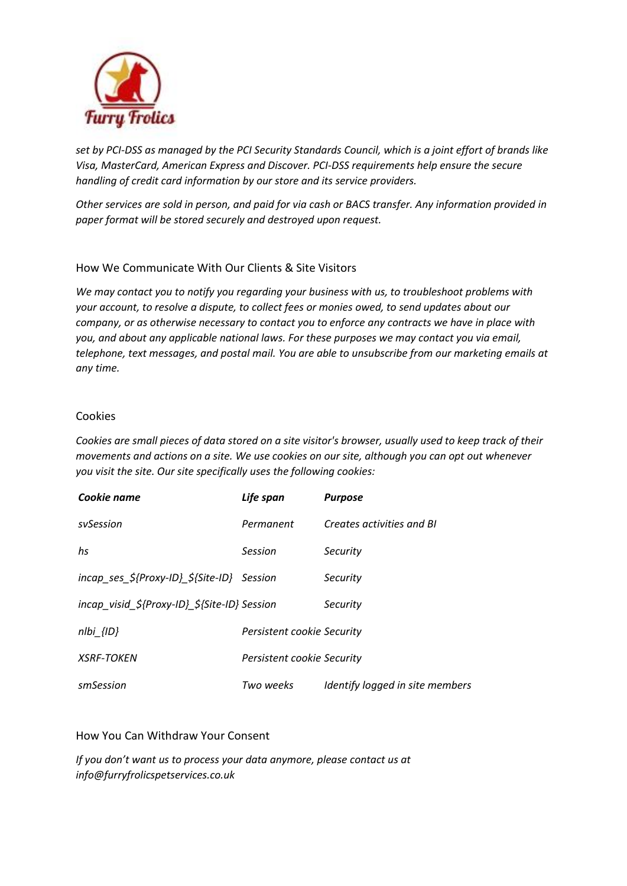*set by PCI-DSS as managed by the PCI Security Standards Council, which is a joint effort of brands like Visa, MasterCard, American Express and Discover. PCI-DSS requirements help ensure the secure handling of credit card information by our store and its service providers.*

*Other services are sold in person, and paid for via cash or BACS transfer. Any information provided in paper format will be stored securely and destroyed upon request.*

## How We Communicate With Our Clients & Site Visitors

*We may contact you to notify you regarding your business with us, to troubleshoot problems with your account, to resolve a dispute, to collect fees or monies owed, to send updates about our company, or as otherwise necessary to contact you to enforce any contracts we have in place with you, and about any applicable national laws. For these purposes we may contact you via email, telephone, text messages, and postal mail. You are able to unsubscribe from our marketing emails at any time.*

## Cookies

*Cookies are small pieces of data stored on a site visitor's browser, usually used to keep track of their movements and actions on a site. We use cookies on our site, although you can opt out whenever you visit the site. Our site specifically uses the following cookies:*

| ***Cookie name*** | ***Life span*** | ***Purpose*** |
|---|---|---|
| *svSession* | *Permanent* | *Creates activities and BI* |
| *hs* | *Session* | *Security* |
| *incap_ses_${Proxy-ID}_${Site-ID}* | *Session* | *Security* |
| *incap_visid_${Proxy-ID}_${Site-ID}* | *Session* | *Security* |
| *nlbi_{ID}* | *Persistent cookie* | *Security* |
| *XSRF-TOKEN* | *Persistent cookie* | *Security* |
| *smSession* | *Two weeks* | *Identify logged in site members* |

## How You Can Withdraw Your Consent

*If you don't want us to process your data anymore, please contact us at info@furryfrolicspetservices.co.uk*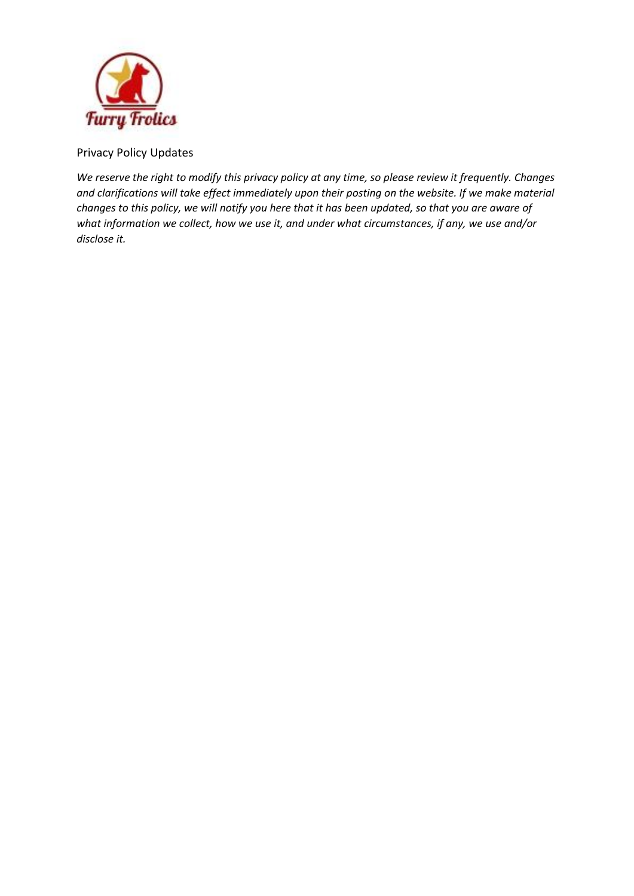Privacy Policy Updates

*We reserve the right to modify this privacy policy at any time, so please review it frequently. Changes and clarifications will take effect immediately upon their posting on the website. If we make material changes to this policy, we will notify you here that it has been updated, so that you are aware of what information we collect, how we use it, and under what circumstances, if any, we use and/or disclose it.*